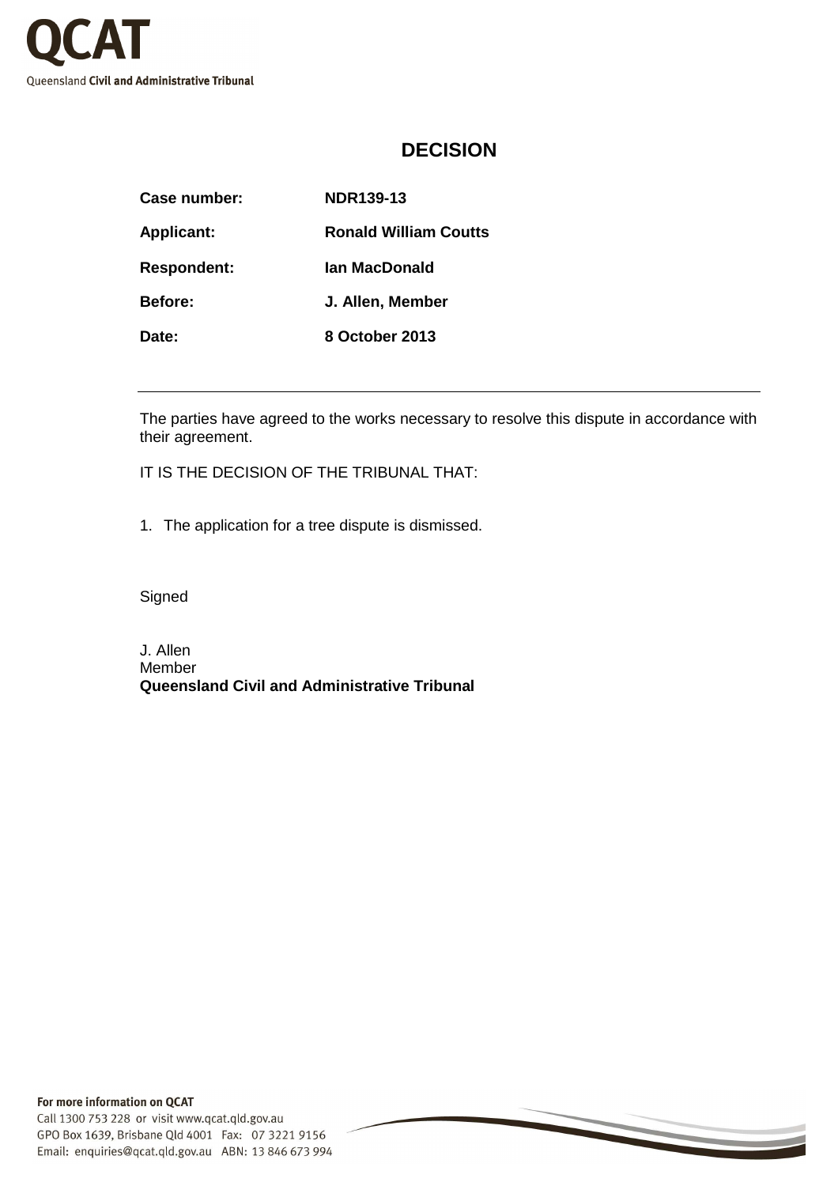# DECISION

| | |
|---|---|
| **Case number:** | **NDR139-13** |
| **Applicant:** | **Ronald William Coutts** |
| **Respondent:** | **Ian MacDonald** |
| **Before:** | **J. Allen, Member** |
| **Date:** | **8 October 2013** |

---

The parties have agreed to the works necessary to resolve this dispute in accordance with their agreement.

IT IS THE DECISION OF THE TRIBUNAL THAT:

1. The application for a tree dispute is dismissed.

Signed

J. Allen
Member
**Queensland Civil and Administrative Tribunal**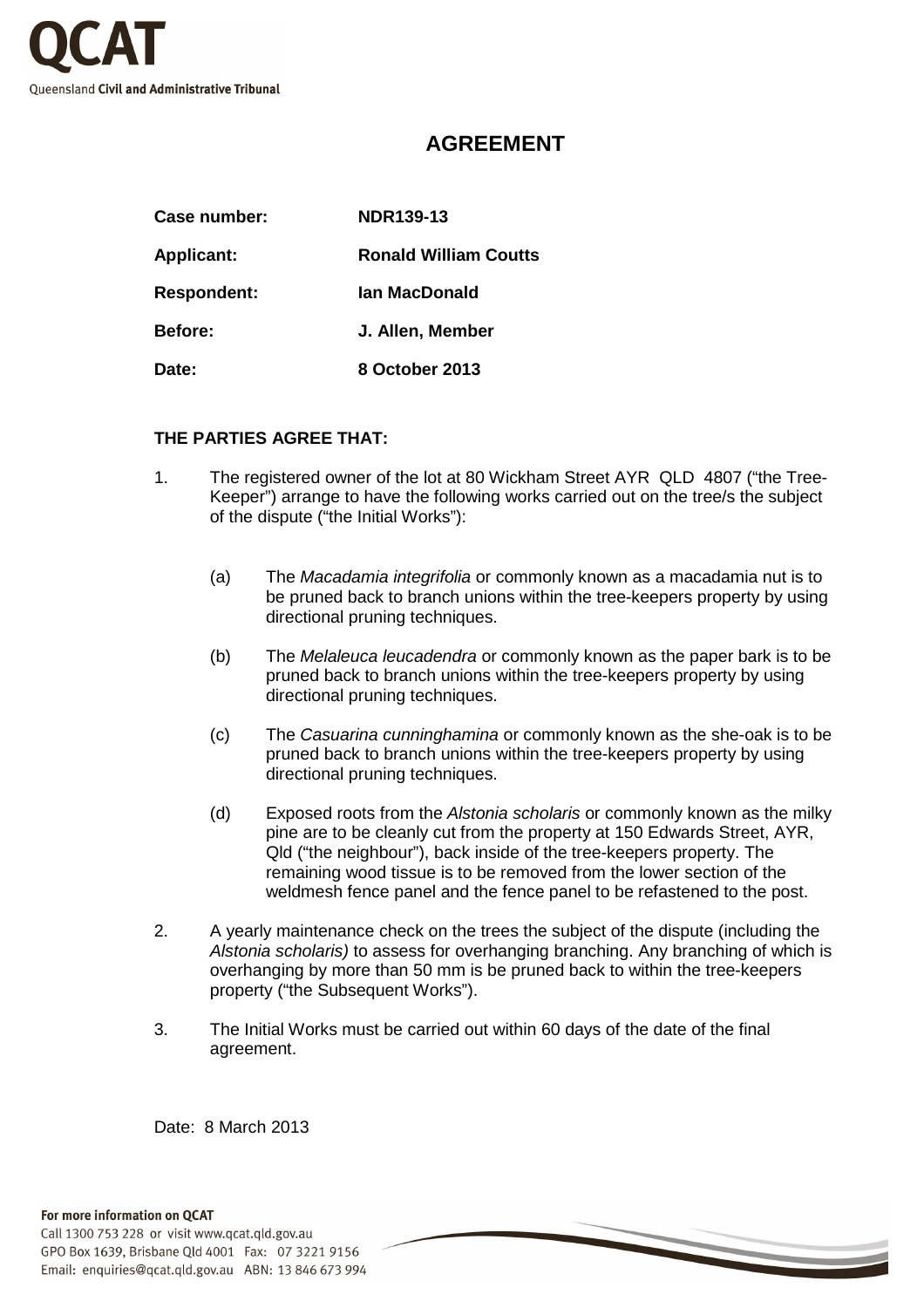# AGREEMENT

| | |
|---|---|
| **Case number:** | **NDR139-13** |
| **Applicant:** | **Ronald William Coutts** |
| **Respondent:** | **Ian MacDonald** |
| **Before:** | **J. Allen, Member** |
| **Date:** | **8 October 2013** |

**THE PARTIES AGREE THAT:**

1. The registered owner of the lot at 80 Wickham Street AYR QLD 4807 ("the Tree-Keeper") arrange to have the following works carried out on the tree/s the subject of the dispute ("the Initial Works"):

   (a) The *Macadamia integrifolia* or commonly known as a macadamia nut is to be pruned back to branch unions within the tree-keepers property by using directional pruning techniques.

   (b) The *Melaleuca leucadendra* or commonly known as the paper bark is to be pruned back to branch unions within the tree-keepers property by using directional pruning techniques.

   (c) The *Casuarina cunninghamina* or commonly known as the she-oak is to be pruned back to branch unions within the tree-keepers property by using directional pruning techniques.

   (d) Exposed roots from the *Alstonia scholaris* or commonly known as the milky pine are to be cleanly cut from the property at 150 Edwards Street, AYR, Qld ("the neighbour"), back inside of the tree-keepers property. The remaining wood tissue is to be removed from the lower section of the weldmesh fence panel and the fence panel to be refastened to the post.

2. A yearly maintenance check on the trees the subject of the dispute (including the *Alstonia scholaris)* to assess for overhanging branching. Any branching of which is overhanging by more than 50 mm is be pruned back to within the tree-keepers property ("the Subsequent Works").

3. The Initial Works must be carried out within 60 days of the date of the final agreement.

Date: 8 March 2013